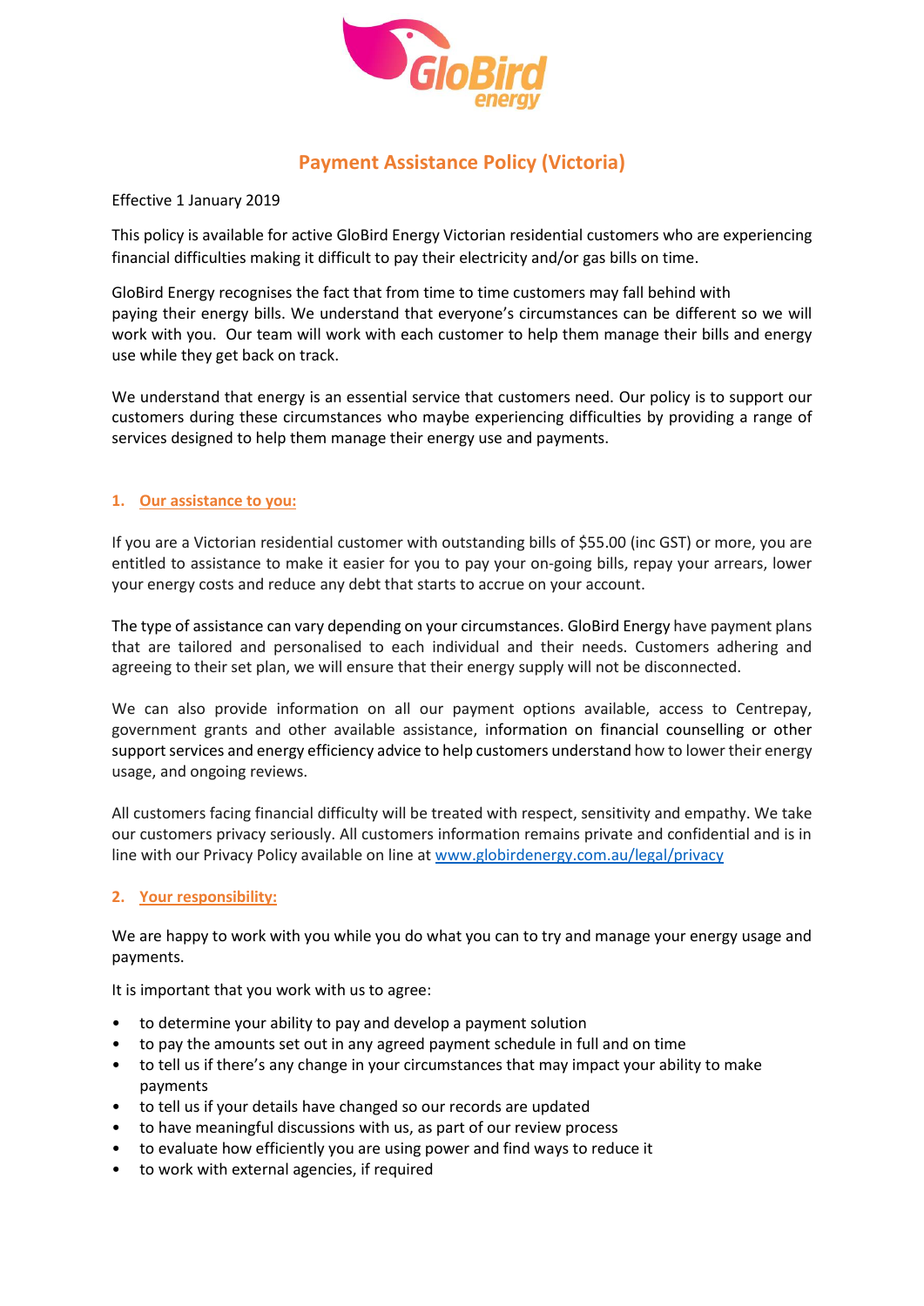# Payment Assistance Policy (Victoria)

Effective 1 January 2019

This policy is available for active GloBird Energy Victorian residential customers who are experiencing financial difficulties making it difficult to pay their electricity and/or gas bills on time.

GloBird Energy recognises the fact that from time to time customers may fall behind with paying their energy bills. We understand that everyone's circumstances can be different so we will work with you. Our team will work with each customer to help them manage their bills and energy use while they get back on track.

We understand that energy is an essential service that customers need. Our policy is to support our customers during these circumstances who maybe experiencing difficulties by providing a range of services designed to help them manage their energy use and payments.

## 1. Our assistance to you:

If you are a Victorian residential customer with outstanding bills of $55.00 (inc GST) or more, you are entitled to assistance to make it easier for you to pay your on-going bills, repay your arrears, lower your energy costs and reduce any debt that starts to accrue on your account.

The type of assistance can vary depending on your circumstances. GloBird Energy have payment plans that are tailored and personalised to each individual and their needs. Customers adhering and agreeing to their set plan, we will ensure that their energy supply will not be disconnected.

We can also provide information on all our payment options available, access to Centrepay, government grants and other available assistance, information on financial counselling or other support services and energy efficiency advice to help customers understand how to lower their energy usage, and ongoing reviews.

All customers facing financial difficulty will be treated with respect, sensitivity and empathy. We take our customers privacy seriously. All customers information remains private and confidential and is in line with our Privacy Policy available on line at [www.globirdenergy.com.au/legal/privacy](www.globirdenergy.com.au/legal/privacy)

## 2. Your responsibility:

We are happy to work with you while you do what you can to try and manage your energy usage and payments.

It is important that you work with us to agree:

- to determine your ability to pay and develop a payment solution
- to pay the amounts set out in any agreed payment schedule in full and on time
- to tell us if there's any change in your circumstances that may impact your ability to make payments
- to tell us if your details have changed so our records are updated
- to have meaningful discussions with us, as part of our review process
- to evaluate how efficiently you are using power and find ways to reduce it
- to work with external agencies, if required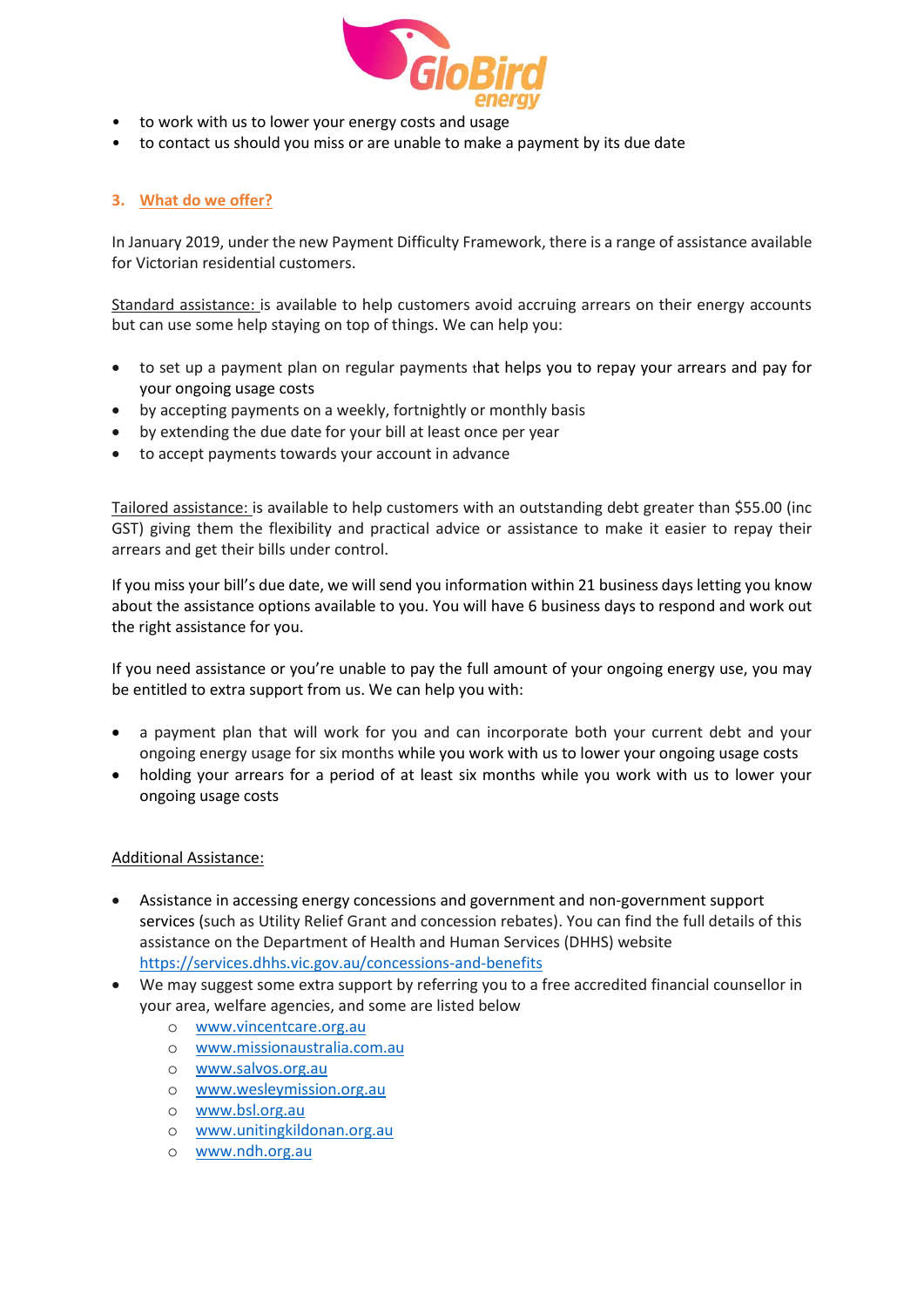- to work with us to lower your energy costs and usage
- to contact us should you miss or are unable to make a payment by its due date

## 3. What do we offer?

In January 2019, under the new Payment Difficulty Framework, there is a range of assistance available for Victorian residential customers.

Standard assistance: is available to help customers avoid accruing arrears on their energy accounts but can use some help staying on top of things. We can help you:

- to set up a payment plan on regular payments that helps you to repay your arrears and pay for your ongoing usage costs
- by accepting payments on a weekly, fortnightly or monthly basis
- by extending the due date for your bill at least once per year
- to accept payments towards your account in advance

Tailored assistance: is available to help customers with an outstanding debt greater than $55.00 (inc GST) giving them the flexibility and practical advice or assistance to make it easier to repay their arrears and get their bills under control.

If you miss your bill's due date, we will send you information within 21 business days letting you know about the assistance options available to you. You will have 6 business days to respond and work out the right assistance for you.

If you need assistance or you're unable to pay the full amount of your ongoing energy use, you may be entitled to extra support from us. We can help you with:

- a payment plan that will work for you and can incorporate both your current debt and your ongoing energy usage for six months while you work with us to lower your ongoing usage costs
- holding your arrears for a period of at least six months while you work with us to lower your ongoing usage costs

Additional Assistance:

- Assistance in accessing energy concessions and government and non-government support services (such as Utility Relief Grant and concession rebates). You can find the full details of this assistance on the Department of Health and Human Services (DHHS) website https://services.dhhs.vic.gov.au/concessions-and-benefits
- We may suggest some extra support by referring you to a free accredited financial counsellor in your area, welfare agencies, and some are listed below
  - www.vincentcare.org.au
  - www.missionaustralia.com.au
  - www.salvos.org.au
  - www.wesleymission.org.au
  - www.bsl.org.au
  - www.unitingkildonan.org.au
  - www.ndh.org.au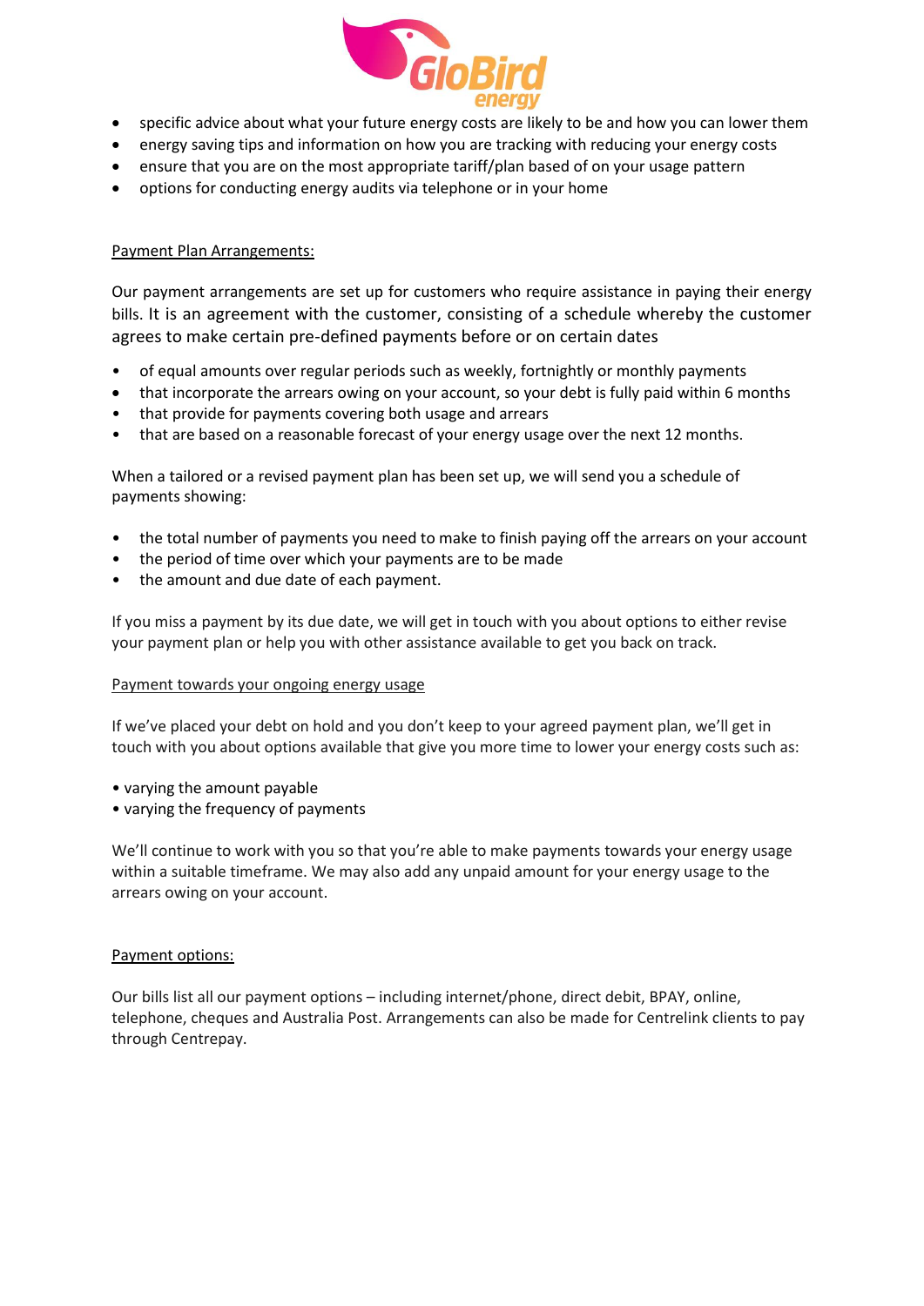- specific advice about what your future energy costs are likely to be and how you can lower them
- energy saving tips and information on how you are tracking with reducing your energy costs
- ensure that you are on the most appropriate tariff/plan based of on your usage pattern
- options for conducting energy audits via telephone or in your home

<u>Payment Plan Arrangements:</u>

Our payment arrangements are set up for customers who require assistance in paying their energy bills. It is an agreement with the customer, consisting of a schedule whereby the customer agrees to make certain pre-defined payments before or on certain dates

- of equal amounts over regular periods such as weekly, fortnightly or monthly payments
- that incorporate the arrears owing on your account, so your debt is fully paid within 6 months
- that provide for payments covering both usage and arrears
- that are based on a reasonable forecast of your energy usage over the next 12 months.

When a tailored or a revised payment plan has been set up, we will send you a schedule of payments showing:

- the total number of payments you need to make to finish paying off the arrears on your account
- the period of time over which your payments are to be made
- the amount and due date of each payment.

If you miss a payment by its due date, we will get in touch with you about options to either revise your payment plan or help you with other assistance available to get you back on track.

<u>Payment towards your ongoing energy usage</u>

If we've placed your debt on hold and you don't keep to your agreed payment plan, we'll get in touch with you about options available that give you more time to lower your energy costs such as:

- varying the amount payable
- varying the frequency of payments

We'll continue to work with you so that you're able to make payments towards your energy usage within a suitable timeframe. We may also add any unpaid amount for your energy usage to the arrears owing on your account.

<u>Payment options:</u>

Our bills list all our payment options – including internet/phone, direct debit, BPAY, online, telephone, cheques and Australia Post. Arrangements can also be made for Centrelink clients to pay through Centrepay.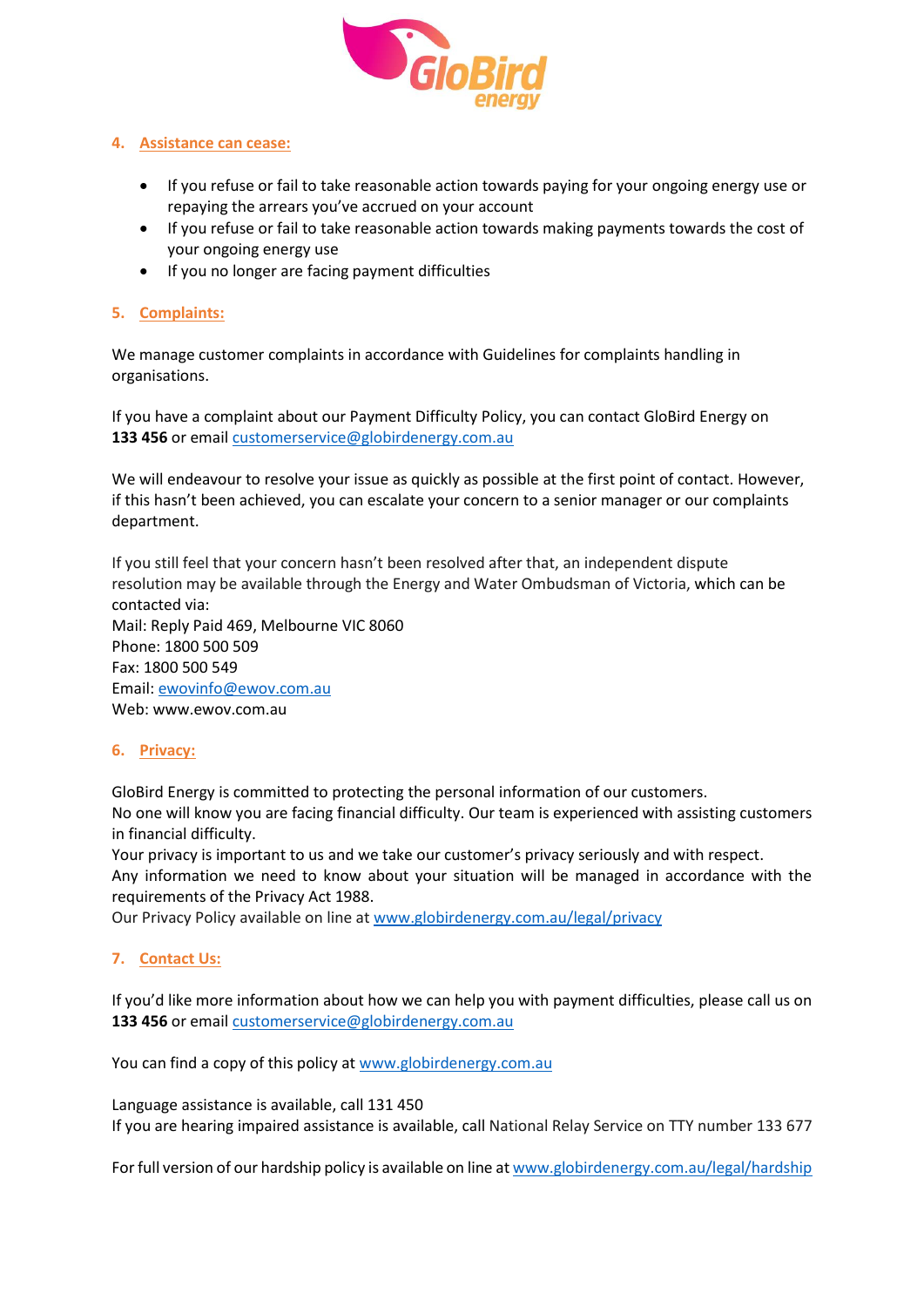## 4. Assistance can cease:

- If you refuse or fail to take reasonable action towards paying for your ongoing energy use or repaying the arrears you've accrued on your account
- If you refuse or fail to take reasonable action towards making payments towards the cost of your ongoing energy use
- If you no longer are facing payment difficulties

## 5. Complaints:

We manage customer complaints in accordance with Guidelines for complaints handling in organisations.

If you have a complaint about our Payment Difficulty Policy, you can contact GloBird Energy on **133 456** or email customerservice@globirdenergy.com.au

We will endeavour to resolve your issue as quickly as possible at the first point of contact. However, if this hasn't been achieved, you can escalate your concern to a senior manager or our complaints department.

If you still feel that your concern hasn't been resolved after that, an independent dispute resolution may be available through the Energy and Water Ombudsman of Victoria, which can be contacted via:
Mail: Reply Paid 469, Melbourne VIC 8060
Phone: 1800 500 509
Fax: 1800 500 549
Email: ewovinfo@ewov.com.au
Web: www.ewov.com.au

## 6. Privacy:

GloBird Energy is committed to protecting the personal information of our customers.
No one will know you are facing financial difficulty. Our team is experienced with assisting customers in financial difficulty.
Your privacy is important to us and we take our customer's privacy seriously and with respect.
Any information we need to know about your situation will be managed in accordance with the requirements of the Privacy Act 1988.
Our Privacy Policy available on line at www.globirdenergy.com.au/legal/privacy

## 7. Contact Us:

If you'd like more information about how we can help you with payment difficulties, please call us on **133 456** or email customerservice@globirdenergy.com.au

You can find a copy of this policy at www.globirdenergy.com.au

Language assistance is available, call 131 450
If you are hearing impaired assistance is available, call National Relay Service on TTY number 133 677

For full version of our hardship policy is available on line at www.globirdenergy.com.au/legal/hardship